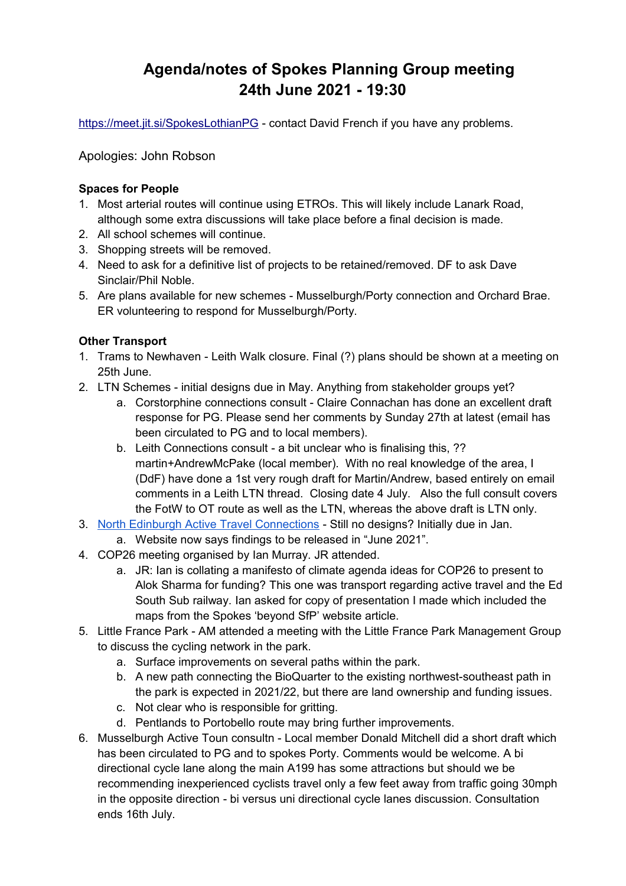# Agenda/notes of Spokes Planning Group meeting 24th June 2021 - 19:30

[https://meet.jit.si/SpokesLothianPG](https://meet.jit.si/SpokesLothianPG) - contact David French if you have any problems.

Apologies: John Robson

**Spaces for People**

1. Most arterial routes will continue using ETROs. This will likely include Lanark Road, although some extra discussions will take place before a final decision is made.
2. All school schemes will continue.
3. Shopping streets will be removed.
4. Need to ask for a definitive list of projects to be retained/removed. DF to ask Dave Sinclair/Phil Noble.
5. Are plans available for new schemes - Musselburgh/Porty connection and Orchard Brae. ER volunteering to respond for Musselburgh/Porty.

**Other Transport**

1. Trams to Newhaven - Leith Walk closure. Final (?) plans should be shown at a meeting on 25th June.
2. LTN Schemes - initial designs due in May. Anything from stakeholder groups yet?
    a. Corstorphine connections consult - Claire Connachan has done an excellent draft response for PG. Please send her comments by Sunday 27th at latest (email has been circulated to PG and to local members).
    b. Leith Connections consult - a bit unclear who is finalising this, ?? martin+AndrewMcPake (local member). With no real knowledge of the area, I (DdF) have done a 1st very rough draft for Martin/Andrew, based entirely on email comments in a Leith LTN thread. Closing date 4 July. Also the full consult covers the FotW to OT route as well as the LTN, whereas the above draft is LTN only.
3. North Edinburgh Active Travel Connections - Still no designs? Initially due in Jan.
    a. Website now says findings to be released in "June 2021".
4. COP26 meeting organised by Ian Murray. JR attended.
    a. JR: Ian is collating a manifesto of climate agenda ideas for COP26 to present to Alok Sharma for funding? This one was transport regarding active travel and the Ed South Sub railway. Ian asked for copy of presentation I made which included the maps from the Spokes 'beyond SfP' website article.
5. Little France Park - AM attended a meeting with the Little France Park Management Group to discuss the cycling network in the park.
    a. Surface improvements on several paths within the park.
    b. A new path connecting the BioQuarter to the existing northwest-southeast path in the park is expected in 2021/22, but there are land ownership and funding issues.
    c. Not clear who is responsible for gritting.
    d. Pentlands to Portobello route may bring further improvements.
6. Musselburgh Active Toun consultn - Local member Donald Mitchell did a short draft which has been circulated to PG and to spokes Porty. Comments would be welcome. A bi directional cycle lane along the main A199 has some attractions but should we be recommending inexperienced cyclists travel only a few feet away from traffic going 30mph in the opposite direction - bi versus uni directional cycle lanes discussion. Consultation ends 16th July.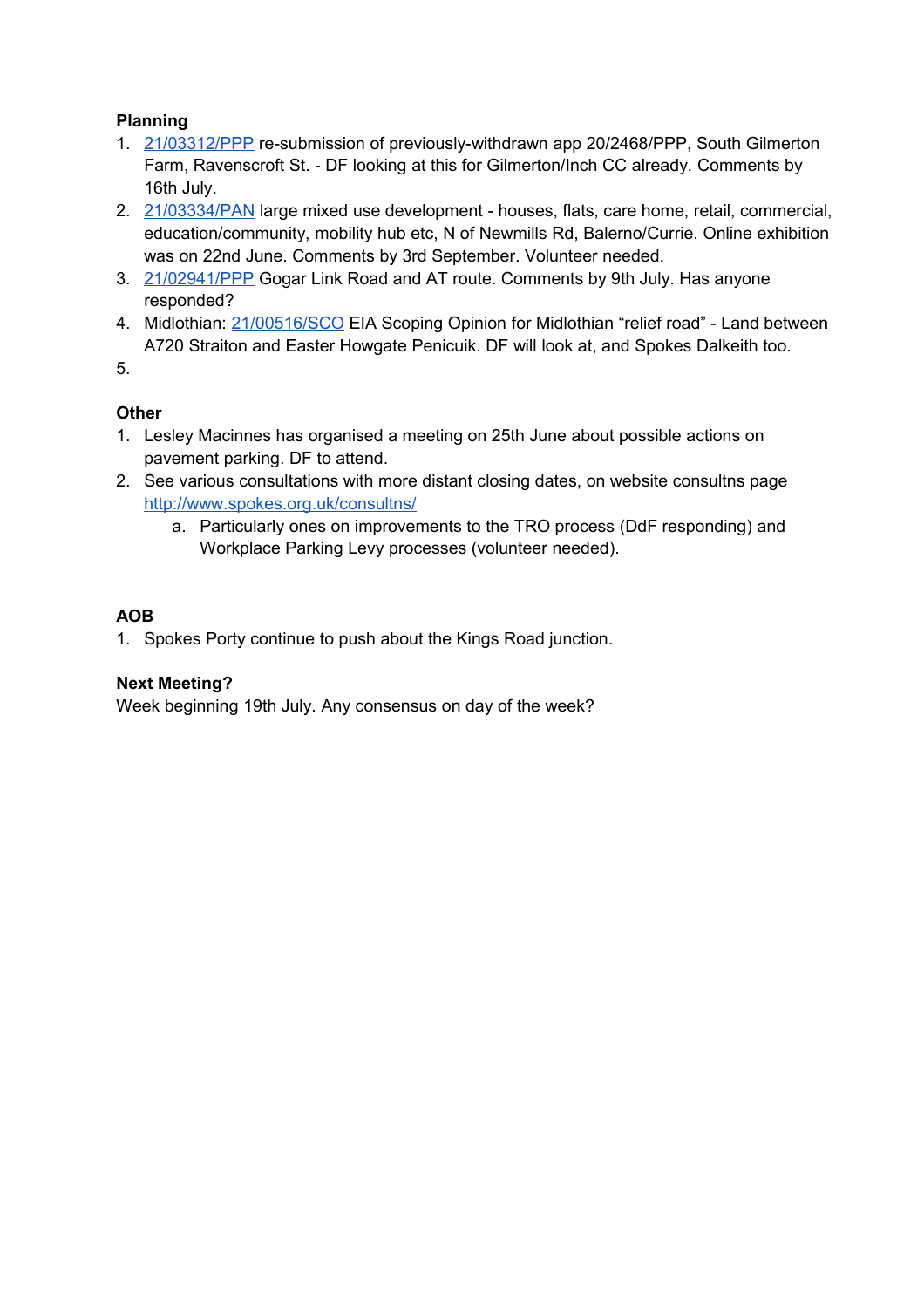**Planning**

1. [21/03312/PPP] re-submission of previously-withdrawn app 20/2468/PPP, South Gilmerton Farm, Ravenscroft St. - DF looking at this for Gilmerton/Inch CC already. Comments by 16th July.
2. [21/03334/PAN] large mixed use development - houses, flats, care home, retail, commercial, education/community, mobility hub etc, N of Newmills Rd, Balerno/Currie. Online exhibition was on 22nd June. Comments by 3rd September. Volunteer needed.
3. [21/02941/PPP] Gogar Link Road and AT route. Comments by 9th July. Has anyone responded?
4. Midlothian: [21/00516/SCO] EIA Scoping Opinion for Midlothian "relief road" - Land between A720 Straiton and Easter Howgate Penicuik. DF will look at, and Spokes Dalkeith too.
5.

**Other**

1. Lesley Macinnes has organised a meeting on 25th June about possible actions on pavement parking. DF to attend.
2. See various consultations with more distant closing dates, on website consultns page http://www.spokes.org.uk/consultns/
   a. Particularly ones on improvements to the TRO process (DdF responding) and Workplace Parking Levy processes (volunteer needed).

**AOB**

1. Spokes Porty continue to push about the Kings Road junction.

**Next Meeting?**

Week beginning 19th July. Any consensus on day of the week?